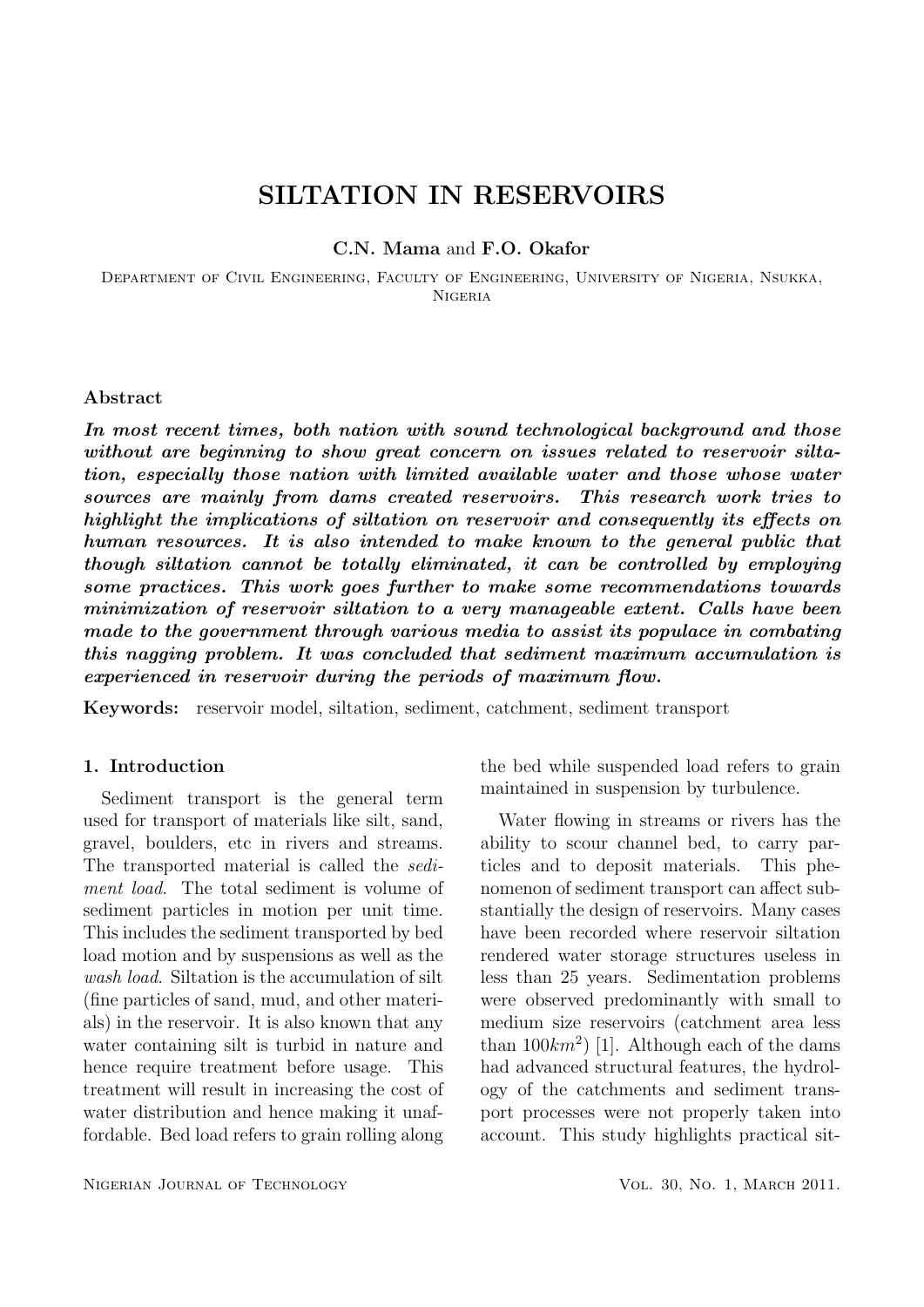# SILTATION IN RESERVOIRS

**C.N. Mama** and **F.O. Okafor**

Department of Civil Engineering, Faculty of Engineering, University of Nigeria, Nsukka, Nigeria

### Abstract

***In most recent times, both nation with sound technological background and those without are beginning to show great concern on issues related to reservoir siltation, especially those nation with limited available water and those whose water sources are mainly from dams created reservoirs. This research work tries to highlight the implications of siltation on reservoir and consequently its effects on human resources. It is also intended to make known to the general public that though siltation cannot be totally eliminated, it can be controlled by employing some practices. This work goes further to make some recommendations towards minimization of reservoir siltation to a very manageable extent. Calls have been made to the government through various media to assist its populace in combating this nagging problem. It was concluded that sediment maximum accumulation is experienced in reservoir during the periods of maximum flow.***

**Keywords:** reservoir model, siltation, sediment, catchment, sediment transport

### 1. Introduction

Sediment transport is the general term used for transport of materials like silt, sand, gravel, boulders, etc in rivers and streams. The transported material is called the *sediment load*. The total sediment is volume of sediment particles in motion per unit time. This includes the sediment transported by bed load motion and by suspensions as well as the *wash load*. Siltation is the accumulation of silt (fine particles of sand, mud, and other materials) in the reservoir. It is also known that any water containing silt is turbid in nature and hence require treatment before usage. This treatment will result in increasing the cost of water distribution and hence making it unaffordable. Bed load refers to grain rolling along the bed while suspended load refers to grain maintained in suspension by turbulence.

Water flowing in streams or rivers has the ability to scour channel bed, to carry particles and to deposit materials. This phenomenon of sediment transport can affect substantially the design of reservoirs. Many cases have been recorded where reservoir siltation rendered water storage structures useless in less than 25 years. Sedimentation problems were observed predominantly with small to medium size reservoirs (catchment area less than $100km^2$) [1]. Although each of the dams had advanced structural features, the hydrology of the catchments and sediment transport processes were not properly taken into account. This study highlights practical sit-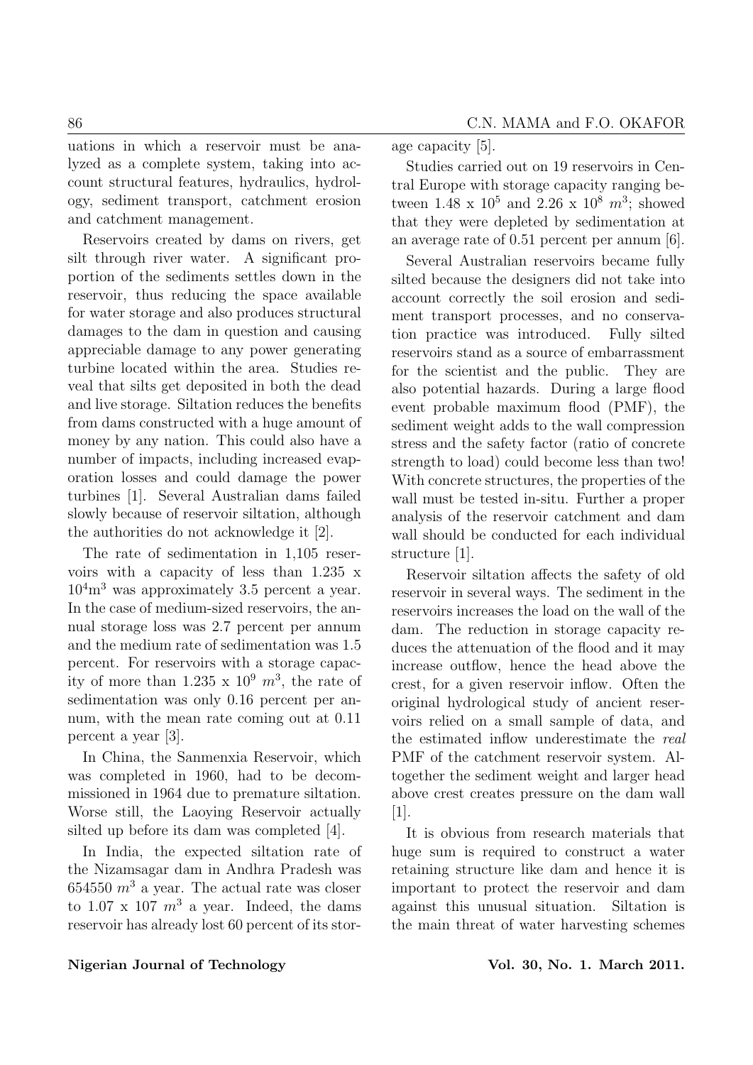uations in which a reservoir must be analyzed as a complete system, taking into account structural features, hydraulics, hydrology, sediment transport, catchment erosion and catchment management.

Reservoirs created by dams on rivers, get silt through river water. A significant proportion of the sediments settles down in the reservoir, thus reducing the space available for water storage and also produces structural damages to the dam in question and causing appreciable damage to any power generating turbine located within the area. Studies reveal that silts get deposited in both the dead and live storage. Siltation reduces the benefits from dams constructed with a huge amount of money by any nation. This could also have a number of impacts, including increased evaporation losses and could damage the power turbines [1]. Several Australian dams failed slowly because of reservoir siltation, although the authorities do not acknowledge it [2].

The rate of sedimentation in 1,105 reservoirs with a capacity of less than 1.235 x $10^4 m^3$ was approximately 3.5 percent a year. In the case of medium-sized reservoirs, the annual storage loss was 2.7 percent per annum and the medium rate of sedimentation was 1.5 percent. For reservoirs with a storage capacity of more than 1.235 x $10^9$ $m^3$, the rate of sedimentation was only 0.16 percent per annum, with the mean rate coming out at 0.11 percent a year [3].

In China, the Sanmenxia Reservoir, which was completed in 1960, had to be decommissioned in 1964 due to premature siltation. Worse still, the Laoying Reservoir actually silted up before its dam was completed [4].

In India, the expected siltation rate of the Nizamsagar dam in Andhra Pradesh was 654550 $m^3$ a year. The actual rate was closer to 1.07 x 107 $m^3$ a year. Indeed, the dams reservoir has already lost 60 percent of its storage capacity [5].

Studies carried out on 19 reservoirs in Central Europe with storage capacity ranging between 1.48 x $10^5$ and 2.26 x $10^8$ $m^3$; showed that they were depleted by sedimentation at an average rate of 0.51 percent per annum [6].

Several Australian reservoirs became fully silted because the designers did not take into account correctly the soil erosion and sediment transport processes, and no conservation practice was introduced. Fully silted reservoirs stand as a source of embarrassment for the scientist and the public. They are also potential hazards. During a large flood event probable maximum flood (PMF), the sediment weight adds to the wall compression stress and the safety factor (ratio of concrete strength to load) could become less than two! With concrete structures, the properties of the wall must be tested in-situ. Further a proper analysis of the reservoir catchment and dam wall should be conducted for each individual structure [1].

Reservoir siltation affects the safety of old reservoir in several ways. The sediment in the reservoirs increases the load on the wall of the dam. The reduction in storage capacity reduces the attenuation of the flood and it may increase outflow, hence the head above the crest, for a given reservoir inflow. Often the original hydrological study of ancient reservoirs relied on a small sample of data, and the estimated inflow underestimate the *real* PMF of the catchment reservoir system. Altogether the sediment weight and larger head above crest creates pressure on the dam wall [1].

It is obvious from research materials that huge sum is required to construct a water retaining structure like dam and hence it is important to protect the reservoir and dam against this unusual situation. Siltation is the main threat of water harvesting schemes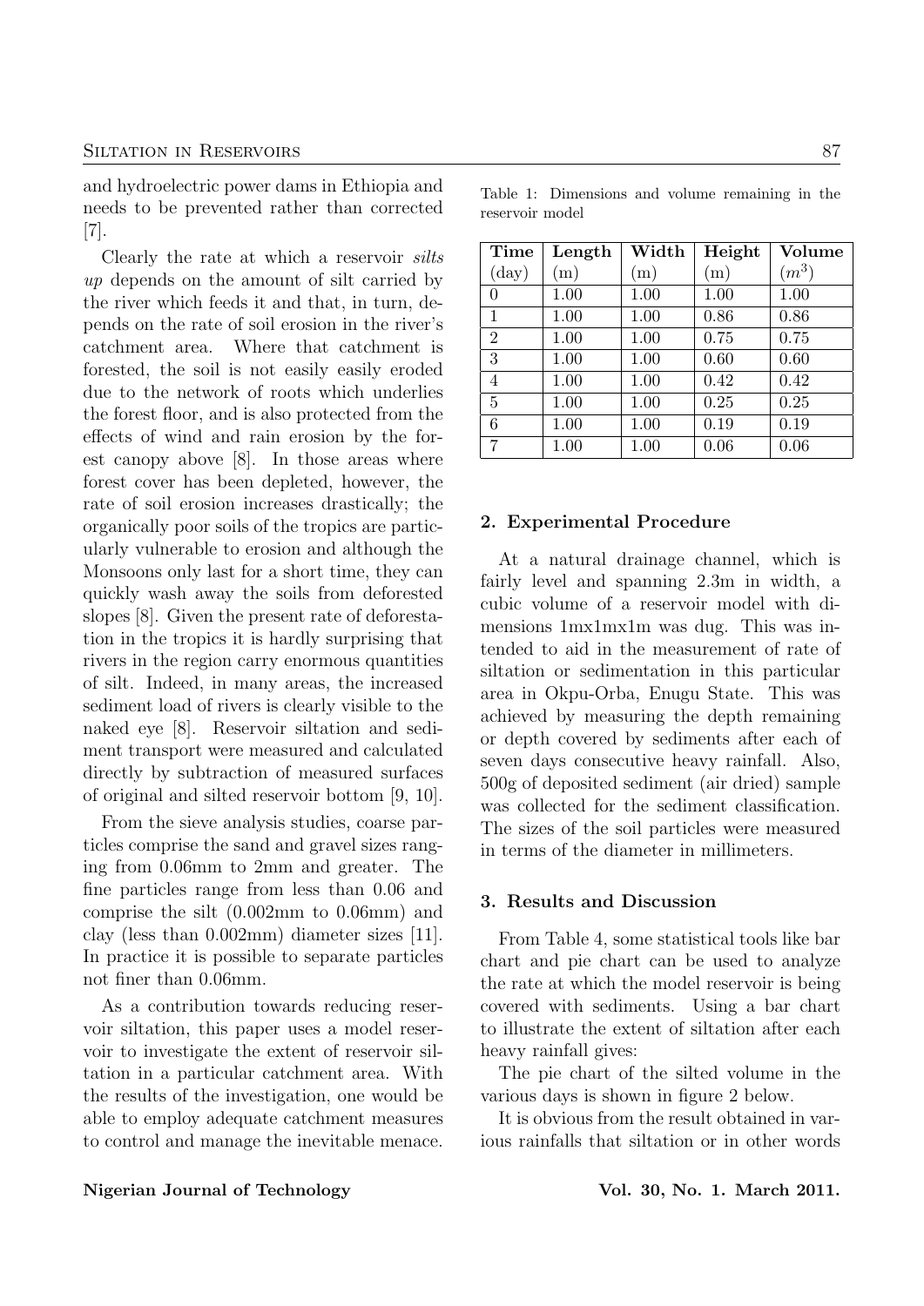and hydroelectric power dams in Ethiopia and needs to be prevented rather than corrected [7].

Clearly the rate at which a reservoir *silts up* depends on the amount of silt carried by the river which feeds it and that, in turn, depends on the rate of soil erosion in the river's catchment area. Where that catchment is forested, the soil is not easily easily eroded due to the network of roots which underlies the forest floor, and is also protected from the effects of wind and rain erosion by the forest canopy above [8]. In those areas where forest cover has been depleted, however, the rate of soil erosion increases drastically; the organically poor soils of the tropics are particularly vulnerable to erosion and although the Monsoons only last for a short time, they can quickly wash away the soils from deforested slopes [8]. Given the present rate of deforestation in the tropics it is hardly surprising that rivers in the region carry enormous quantities of silt. Indeed, in many areas, the increased sediment load of rivers is clearly visible to the naked eye [8]. Reservoir siltation and sediment transport were measured and calculated directly by subtraction of measured surfaces of original and silted reservoir bottom [9, 10].

From the sieve analysis studies, coarse particles comprise the sand and gravel sizes ranging from 0.06mm to 2mm and greater. The fine particles range from less than 0.06 and comprise the silt (0.002mm to 0.06mm) and clay (less than 0.002mm) diameter sizes [11]. In practice it is possible to separate particles not finer than 0.06mm.

As a contribution towards reducing reservoir siltation, this paper uses a model reservoir to investigate the extent of reservoir siltation in a particular catchment area. With the results of the investigation, one would be able to employ adequate catchment measures to control and manage the inevitable menace.

Table 1: Dimensions and volume remaining in the reservoir model

| **Time** (day) | **Length** (m) | **Width** (m) | **Height** (m) | **Volume** ($m^3$) |
|---|---|---|---|---|
| 0 | 1.00 | 1.00 | 1.00 | 1.00 |
| 1 | 1.00 | 1.00 | 0.86 | 0.86 |
| 2 | 1.00 | 1.00 | 0.75 | 0.75 |
| 3 | 1.00 | 1.00 | 0.60 | 0.60 |
| 4 | 1.00 | 1.00 | 0.42 | 0.42 |
| 5 | 1.00 | 1.00 | 0.25 | 0.25 |
| 6 | 1.00 | 1.00 | 0.19 | 0.19 |
| 7 | 1.00 | 1.00 | 0.06 | 0.06 |

## 2. Experimental Procedure

At a natural drainage channel, which is fairly level and spanning 2.3m in width, a cubic volume of a reservoir model with dimensions 1mx1mx1m was dug. This was intended to aid in the measurement of rate of siltation or sedimentation in this particular area in Okpu-Orba, Enugu State. This was achieved by measuring the depth remaining or depth covered by sediments after each of seven days consecutive heavy rainfall. Also, 500g of deposited sediment (air dried) sample was collected for the sediment classification. The sizes of the soil particles were measured in terms of the diameter in millimeters.

## 3. Results and Discussion

From Table 4, some statistical tools like bar chart and pie chart can be used to analyze the rate at which the model reservoir is being covered with sediments. Using a bar chart to illustrate the extent of siltation after each heavy rainfall gives:

The pie chart of the silted volume in the various days is shown in figure 2 below.

It is obvious from the result obtained in various rainfalls that siltation or in other words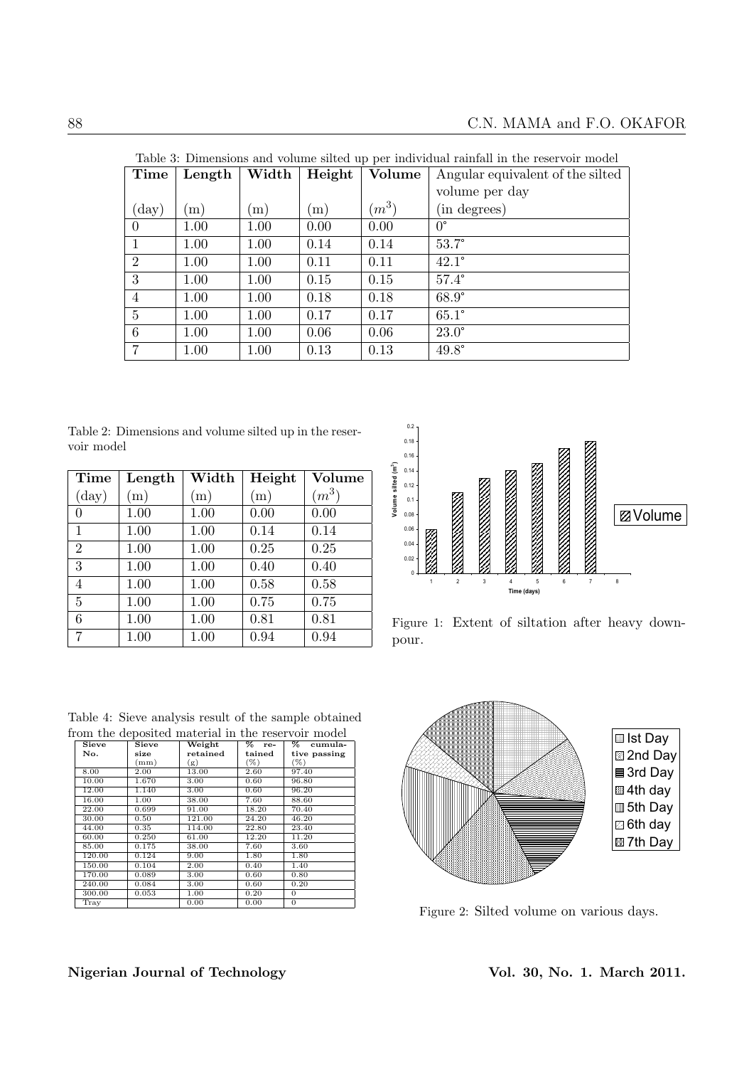Table 3: Dimensions and volume silted up per individual rainfall in the reservoir model

| Time (day) | Length (m) | Width (m) | Height (m) | Volume ($m^3$) | Angular equivalent of the silted volume per day (in degrees) |
|---|---|---|---|---|---|
| 0 | 1.00 | 1.00 | 0.00 | 0.00 | 0° |
| 1 | 1.00 | 1.00 | 0.14 | 0.14 | 53.7° |
| 2 | 1.00 | 1.00 | 0.11 | 0.11 | 42.1° |
| 3 | 1.00 | 1.00 | 0.15 | 0.15 | 57.4° |
| 4 | 1.00 | 1.00 | 0.18 | 0.18 | 68.9° |
| 5 | 1.00 | 1.00 | 0.17 | 0.17 | 65.1° |
| 6 | 1.00 | 1.00 | 0.06 | 0.06 | 23.0° |
| 7 | 1.00 | 1.00 | 0.13 | 0.13 | 49.8° |

Table 2: Dimensions and volume silted up in the reservoir model

| Time (day) | Length (m) | Width (m) | Height (m) | Volume ($m^3$) |
|---|---|---|---|---|
| 0 | 1.00 | 1.00 | 0.00 | 0.00 |
| 1 | 1.00 | 1.00 | 0.14 | 0.14 |
| 2 | 1.00 | 1.00 | 0.25 | 0.25 |
| 3 | 1.00 | 1.00 | 0.40 | 0.40 |
| 4 | 1.00 | 1.00 | 0.58 | 0.58 |
| 5 | 1.00 | 1.00 | 0.75 | 0.75 |
| 6 | 1.00 | 1.00 | 0.81 | 0.81 |
| 7 | 1.00 | 1.00 | 0.94 | 0.94 |

Figure 1: Extent of siltation after heavy downpour.

Table 4: Sieve analysis result of the sample obtained from the deposited material in the reservoir model

| Sieve No. | Sieve size (mm) | Weight retained (g) | % retained (%) | % cumulative passing (%) |
|---|---|---|---|---|
| 8.00 | 2.00 | 13.00 | 2.60 | 97.40 |
| 10.00 | 1.670 | 3.00 | 0.60 | 96.80 |
| 12.00 | 1.140 | 3.00 | 0.60 | 96.20 |
| 16.00 | 1.00 | 38.00 | 7.60 | 88.60 |
| 22.00 | 0.699 | 91.00 | 18.20 | 70.40 |
| 30.00 | 0.50 | 121.00 | 24.20 | 46.20 |
| 44.00 | 0.35 | 114.00 | 22.80 | 23.40 |
| 60.00 | 0.250 | 61.00 | 12.20 | 11.20 |
| 85.00 | 0.175 | 38.00 | 7.60 | 3.60 |
| 120.00 | 0.124 | 9.00 | 1.80 | 1.80 |
| 150.00 | 0.104 | 2.00 | 0.40 | 1.40 |
| 170.00 | 0.089 | 3.00 | 0.60 | 0.80 |
| 240.00 | 0.084 | 3.00 | 0.60 | 0.20 |
| 300.00 | 0.053 | 1.00 | 0.20 | 0 |
| Tray | | 0.00 | 0.00 | 0 |

Figure 2: Silted volume on various days.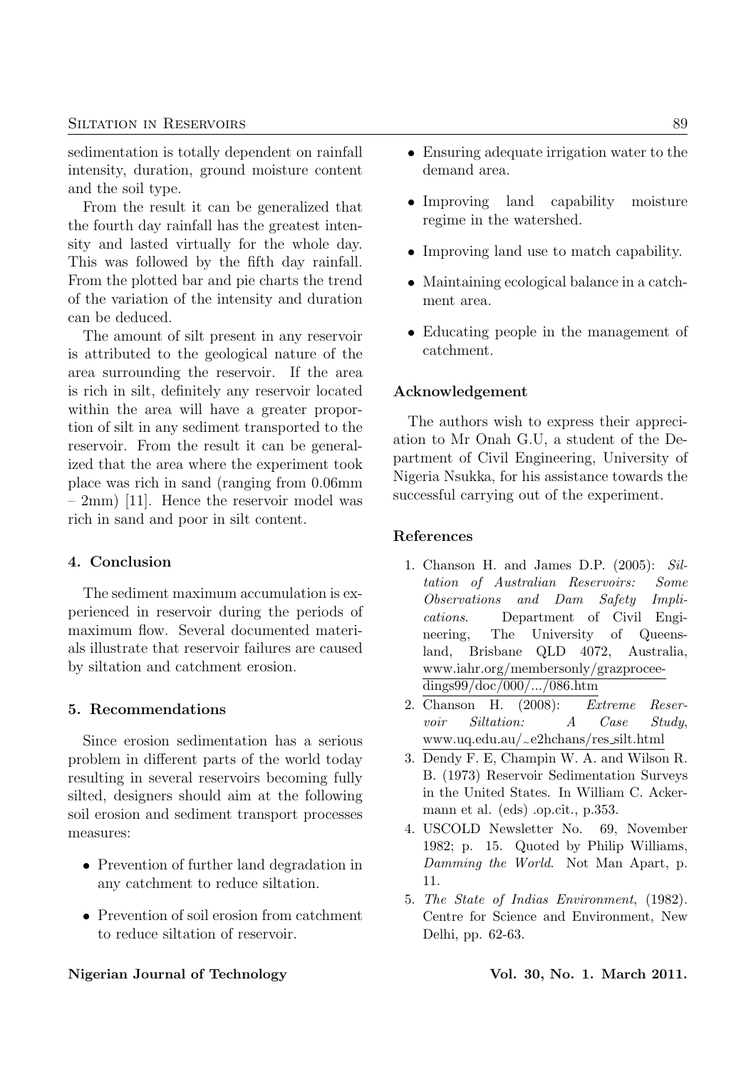sedimentation is totally dependent on rainfall intensity, duration, ground moisture content and the soil type.

From the result it can be generalized that the fourth day rainfall has the greatest intensity and lasted virtually for the whole day. This was followed by the fifth day rainfall. From the plotted bar and pie charts the trend of the variation of the intensity and duration can be deduced.

The amount of silt present in any reservoir is attributed to the geological nature of the area surrounding the reservoir. If the area is rich in silt, definitely any reservoir located within the area will have a greater proportion of silt in any sediment transported to the reservoir. From the result it can be generalized that the area where the experiment took place was rich in sand (ranging from 0.06mm – 2mm) [11]. Hence the reservoir model was rich in sand and poor in silt content.

## 4. Conclusion

The sediment maximum accumulation is experienced in reservoir during the periods of maximum flow. Several documented materials illustrate that reservoir failures are caused by siltation and catchment erosion.

## 5. Recommendations

Since erosion sedimentation has a serious problem in different parts of the world today resulting in several reservoirs becoming fully silted, designers should aim at the following soil erosion and sediment transport processes measures:

- Prevention of further land degradation in any catchment to reduce siltation.
- Prevention of soil erosion from catchment to reduce siltation of reservoir.
- Ensuring adequate irrigation water to the demand area.
- Improving land capability moisture regime in the watershed.
- Improving land use to match capability.
- Maintaining ecological balance in a catchment area.
- Educating people in the management of catchment.

## Acknowledgement

The authors wish to express their appreciation to Mr Onah G.U, a student of the Department of Civil Engineering, University of Nigeria Nsukka, for his assistance towards the successful carrying out of the experiment.

## References

1. Chanson H. and James D.P. (2005): *Siltation of Australian Reservoirs: Some Observations and Dam Safety Implications*. Department of Civil Engineering, The University of Queensland, Brisbane QLD 4072, Australia, www.iahr.org/membersonly/grazproceedings99/doc/000/.../086.htm
2. Chanson H. (2008): *Extreme Reservoir Siltation: A Case Study*, www.uq.edu.au/~e2hchans/res_silt.html
3. Dendy F. E, Champin W. A. and Wilson R. B. (1973) Reservoir Sedimentation Surveys in the United States. In William C. Ackermann et al. (eds) .op.cit., p.353.
4. USCOLD Newsletter No. 69, November 1982; p. 15. Quoted by Philip Williams, *Damming the World*. Not Man Apart, p. 11.
5. *The State of Indias Environment*, (1982). Centre for Science and Environment, New Delhi, pp. 62-63.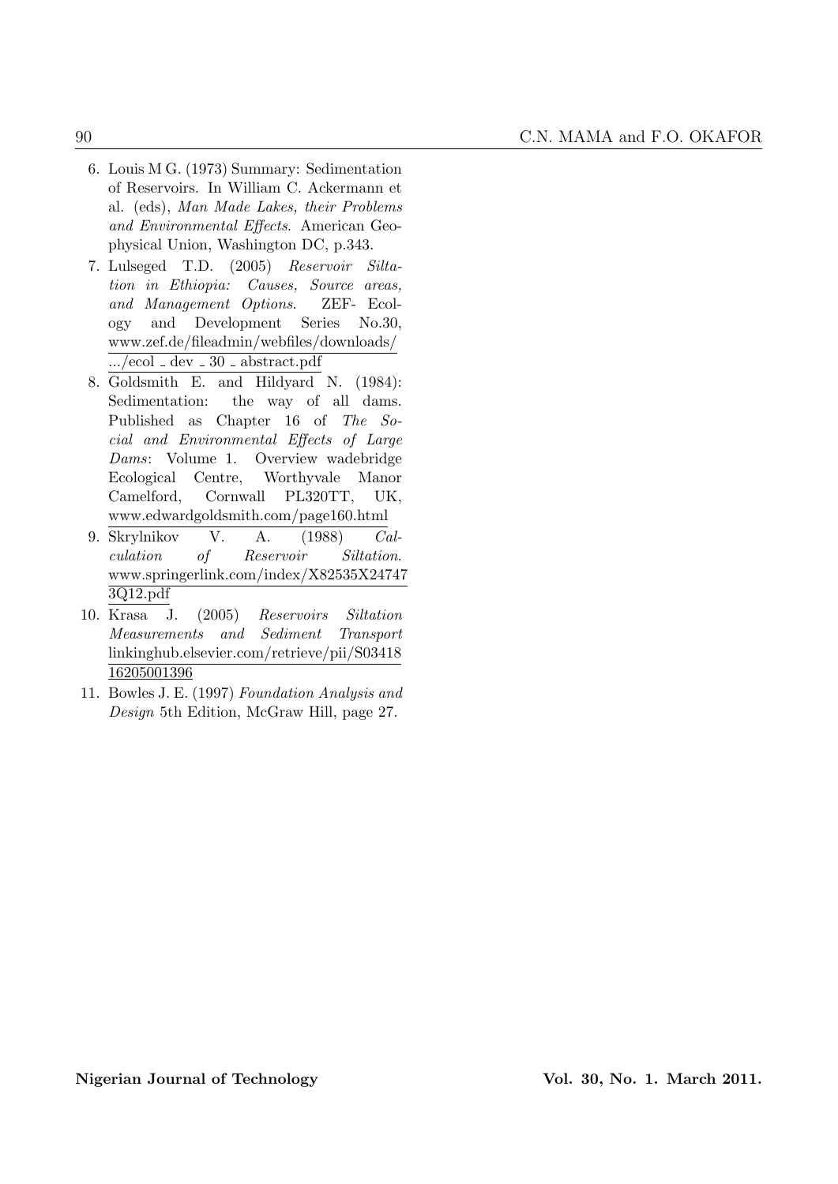6. Louis M G. (1973) Summary: Sedimentation of Reservoirs. In William C. Ackermann et al. (eds), *Man Made Lakes, their Problems and Environmental Effects*. American Geophysical Union, Washington DC, p.343.
7. Lulseged T.D. (2005) *Reservoir Siltation in Ethiopia: Causes, Source areas, and Management Options*. ZEF- Ecology and Development Series No.30, www.zef.de/fileadmin/webfiles/downloads/.../ecol_dev_30_abstract.pdf
8. Goldsmith E. and Hildyard N. (1984): Sedimentation: the way of all dams. Published as Chapter 16 of *The Social and Environmental Effects of Large Dams*: Volume 1. Overview wadebridge Ecological Centre, Worthyvale Manor Camelford, Cornwall PL320TT, UK, www.edwardgoldsmith.com/page160.html
9. Skrylnikov V. A. (1988) *Calculation of Reservoir Siltation*. www.springerlink.com/index/X82535X247473Q12.pdf
10. Krasa J. (2005) *Reservoirs Siltation Measurements and Sediment Transport* linkinghub.elsevier.com/retrieve/pii/S0341816205001396
11. Bowles J. E. (1997) *Foundation Analysis and Design* 5th Edition, McGraw Hill, page 27.